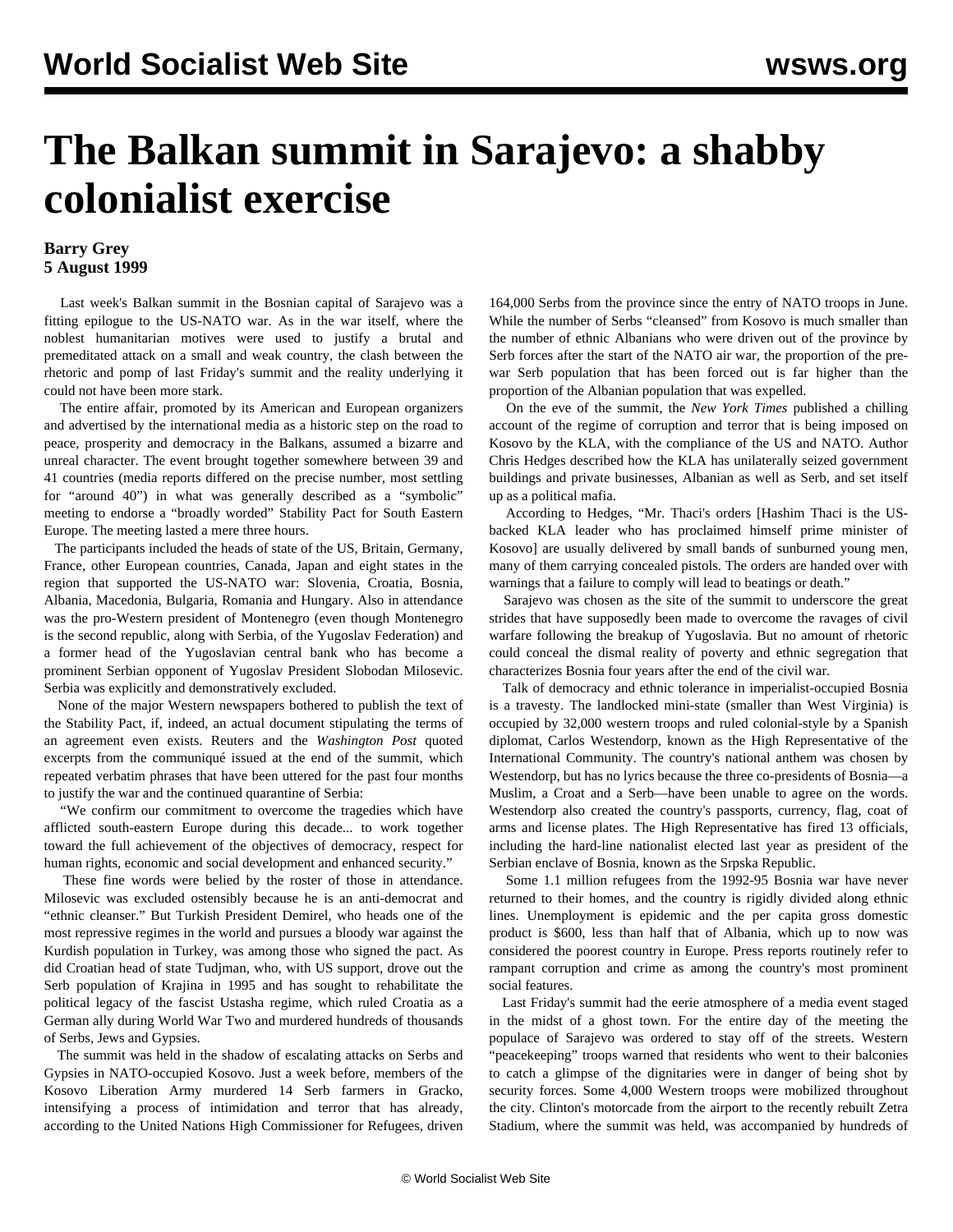# The Balkan summit in Sarajevo: a shabby colonialist exercise

**Barry Grey**
**5 August 1999**

Last week's Balkan summit in the Bosnian capital of Sarajevo was a fitting epilogue to the US-NATO war. As in the war itself, where the noblest humanitarian motives were used to justify a brutal and premeditated attack on a small and weak country, the clash between the rhetoric and pomp of last Friday's summit and the reality underlying it could not have been more stark.

The entire affair, promoted by its American and European organizers and advertised by the international media as a historic step on the road to peace, prosperity and democracy in the Balkans, assumed a bizarre and unreal character. The event brought together somewhere between 39 and 41 countries (media reports differed on the precise number, most settling for "around 40") in what was generally described as a "symbolic" meeting to endorse a "broadly worded" Stability Pact for South Eastern Europe. The meeting lasted a mere three hours.

The participants included the heads of state of the US, Britain, Germany, France, other European countries, Canada, Japan and eight states in the region that supported the US-NATO war: Slovenia, Croatia, Bosnia, Albania, Macedonia, Bulgaria, Romania and Hungary. Also in attendance was the pro-Western president of Montenegro (even though Montenegro is the second republic, along with Serbia, of the Yugoslav Federation) and a former head of the Yugoslavian central bank who has become a prominent Serbian opponent of Yugoslav President Slobodan Milosevic. Serbia was explicitly and demonstratively excluded.

None of the major Western newspapers bothered to publish the text of the Stability Pact, if, indeed, an actual document stipulating the terms of an agreement even exists. Reuters and the *Washington Post* quoted excerpts from the communiqué issued at the end of the summit, which repeated verbatim phrases that have been uttered for the past four months to justify the war and the continued quarantine of Serbia:

"We confirm our commitment to overcome the tragedies which have afflicted south-eastern Europe during this decade... to work together toward the full achievement of the objectives of democracy, respect for human rights, economic and social development and enhanced security."

These fine words were belied by the roster of those in attendance. Milosevic was excluded ostensibly because he is an anti-democrat and "ethnic cleanser." But Turkish President Demirel, who heads one of the most repressive regimes in the world and pursues a bloody war against the Kurdish population in Turkey, was among those who signed the pact. As did Croatian head of state Tudjman, who, with US support, drove out the Serb population of Krajina in 1995 and has sought to rehabilitate the political legacy of the fascist Ustasha regime, which ruled Croatia as a German ally during World War Two and murdered hundreds of thousands of Serbs, Jews and Gypsies.

The summit was held in the shadow of escalating attacks on Serbs and Gypsies in NATO-occupied Kosovo. Just a week before, members of the Kosovo Liberation Army murdered 14 Serb farmers in Gracko, intensifying a process of intimidation and terror that has already, according to the United Nations High Commissioner for Refugees, driven 164,000 Serbs from the province since the entry of NATO troops in June. While the number of Serbs "cleansed" from Kosovo is much smaller than the number of ethnic Albanians who were driven out of the province by Serb forces after the start of the NATO air war, the proportion of the pre-war Serb population that has been forced out is far higher than the proportion of the Albanian population that was expelled.

On the eve of the summit, the *New York Times* published a chilling account of the regime of corruption and terror that is being imposed on Kosovo by the KLA, with the compliance of the US and NATO. Author Chris Hedges described how the KLA has unilaterally seized government buildings and private businesses, Albanian as well as Serb, and set itself up as a political mafia.

According to Hedges, "Mr. Thaci's orders [Hashim Thaci is the US-backed KLA leader who has proclaimed himself prime minister of Kosovo] are usually delivered by small bands of sunburned young men, many of them carrying concealed pistols. The orders are handed over with warnings that a failure to comply will lead to beatings or death."

Sarajevo was chosen as the site of the summit to underscore the great strides that have supposedly been made to overcome the ravages of civil warfare following the breakup of Yugoslavia. But no amount of rhetoric could conceal the dismal reality of poverty and ethnic segregation that characterizes Bosnia four years after the end of the civil war.

Talk of democracy and ethnic tolerance in imperialist-occupied Bosnia is a travesty. The landlocked mini-state (smaller than West Virginia) is occupied by 32,000 western troops and ruled colonial-style by a Spanish diplomat, Carlos Westendorp, known as the High Representative of the International Community. The country's national anthem was chosen by Westendorp, but has no lyrics because the three co-presidents of Bosnia—a Muslim, a Croat and a Serb—have been unable to agree on the words. Westendorp also created the country's passports, currency, flag, coat of arms and license plates. The High Representative has fired 13 officials, including the hard-line nationalist elected last year as president of the Serbian enclave of Bosnia, known as the Srpska Republic.

Some 1.1 million refugees from the 1992-95 Bosnia war have never returned to their homes, and the country is rigidly divided along ethnic lines. Unemployment is epidemic and the per capita gross domestic product is $600, less than half that of Albania, which up to now was considered the poorest country in Europe. Press reports routinely refer to rampant corruption and crime as among the country's most prominent social features.

Last Friday's summit had the eerie atmosphere of a media event staged in the midst of a ghost town. For the entire day of the meeting the populace of Sarajevo was ordered to stay off of the streets. Western "peacekeeping" troops warned that residents who went to their balconies to catch a glimpse of the dignitaries were in danger of being shot by security forces. Some 4,000 Western troops were mobilized throughout the city. Clinton's motorcade from the airport to the recently rebuilt Zetra Stadium, where the summit was held, was accompanied by hundreds of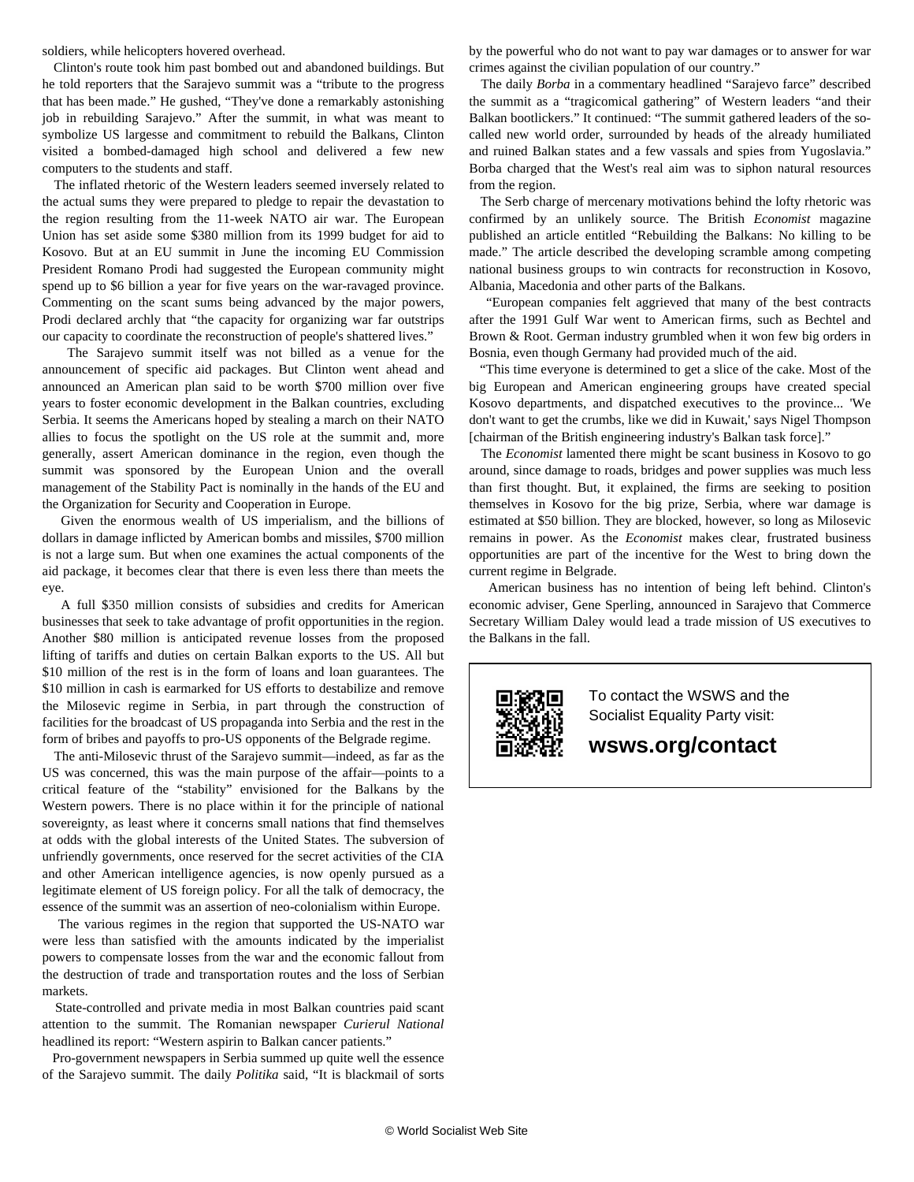soldiers, while helicopters hovered overhead.

Clinton's route took him past bombed out and abandoned buildings. But he told reporters that the Sarajevo summit was a “tribute to the progress that has been made.” He gushed, “They've done a remarkably astonishing job in rebuilding Sarajevo.” After the summit, in what was meant to symbolize US largesse and commitment to rebuild the Balkans, Clinton visited a bombed-damaged high school and delivered a few new computers to the students and staff.

The inflated rhetoric of the Western leaders seemed inversely related to the actual sums they were prepared to pledge to repair the devastation to the region resulting from the 11-week NATO air war. The European Union has set aside some $380 million from its 1999 budget for aid to Kosovo. But at an EU summit in June the incoming EU Commission President Romano Prodi had suggested the European community might spend up to $6 billion a year for five years on the war-ravaged province. Commenting on the scant sums being advanced by the major powers, Prodi declared archly that “the capacity for organizing war far outstrips our capacity to coordinate the reconstruction of people's shattered lives.”

The Sarajevo summit itself was not billed as a venue for the announcement of specific aid packages. But Clinton went ahead and announced an American plan said to be worth $700 million over five years to foster economic development in the Balkan countries, excluding Serbia. It seems the Americans hoped by stealing a march on their NATO allies to focus the spotlight on the US role at the summit and, more generally, assert American dominance in the region, even though the summit was sponsored by the European Union and the overall management of the Stability Pact is nominally in the hands of the EU and the Organization for Security and Cooperation in Europe.

Given the enormous wealth of US imperialism, and the billions of dollars in damage inflicted by American bombs and missiles, $700 million is not a large sum. But when one examines the actual components of the aid package, it becomes clear that there is even less there than meets the eye.

A full $350 million consists of subsidies and credits for American businesses that seek to take advantage of profit opportunities in the region. Another $80 million is anticipated revenue losses from the proposed lifting of tariffs and duties on certain Balkan exports to the US. All but $10 million of the rest is in the form of loans and loan guarantees. The $10 million in cash is earmarked for US efforts to destabilize and remove the Milosevic regime in Serbia, in part through the construction of facilities for the broadcast of US propaganda into Serbia and the rest in the form of bribes and payoffs to pro-US opponents of the Belgrade regime.

The anti-Milosevic thrust of the Sarajevo summit—indeed, as far as the US was concerned, this was the main purpose of the affair—points to a critical feature of the “stability” envisioned for the Balkans by the Western powers. There is no place within it for the principle of national sovereignty, as least where it concerns small nations that find themselves at odds with the global interests of the United States. The subversion of unfriendly governments, once reserved for the secret activities of the CIA and other American intelligence agencies, is now openly pursued as a legitimate element of US foreign policy. For all the talk of democracy, the essence of the summit was an assertion of neo-colonialism within Europe.

The various regimes in the region that supported the US-NATO war were less than satisfied with the amounts indicated by the imperialist powers to compensate losses from the war and the economic fallout from the destruction of trade and transportation routes and the loss of Serbian markets.

State-controlled and private media in most Balkan countries paid scant attention to the summit. The Romanian newspaper *Curierul National* headlined its report: “Western aspirin to Balkan cancer patients.”

Pro-government newspapers in Serbia summed up quite well the essence of the Sarajevo summit. The daily *Politika* said, “It is blackmail of sorts by the powerful who do not want to pay war damages or to answer for war crimes against the civilian population of our country.”

The daily *Borba* in a commentary headlined “Sarajevo farce” described the summit as a “tragicomical gathering” of Western leaders “and their Balkan bootlickers.” It continued: “The summit gathered leaders of the so-called new world order, surrounded by heads of the already humiliated and ruined Balkan states and a few vassals and spies from Yugoslavia.” Borba charged that the West's real aim was to siphon natural resources from the region.

The Serb charge of mercenary motivations behind the lofty rhetoric was confirmed by an unlikely source. The British *Economist* magazine published an article entitled “Rebuilding the Balkans: No killing to be made.” The article described the developing scramble among competing national business groups to win contracts for reconstruction in Kosovo, Albania, Macedonia and other parts of the Balkans.

“European companies felt aggrieved that many of the best contracts after the 1991 Gulf War went to American firms, such as Bechtel and Brown & Root. German industry grumbled when it won few big orders in Bosnia, even though Germany had provided much of the aid.

“This time everyone is determined to get a slice of the cake. Most of the big European and American engineering groups have created special Kosovo departments, and dispatched executives to the province... 'We don't want to get the crumbs, like we did in Kuwait,' says Nigel Thompson [chairman of the British engineering industry's Balkan task force].”

The *Economist* lamented there might be scant business in Kosovo to go around, since damage to roads, bridges and power supplies was much less than first thought. But, it explained, the firms are seeking to position themselves in Kosovo for the big prize, Serbia, where war damage is estimated at $50 billion. They are blocked, however, so long as Milosevic remains in power. As the *Economist* makes clear, frustrated business opportunities are part of the incentive for the West to bring down the current regime in Belgrade.

American business has no intention of being left behind. Clinton's economic adviser, Gene Sperling, announced in Sarajevo that Commerce Secretary William Daley would lead a trade mission of US executives to the Balkans in the fall.

To contact the WSWS and the Socialist Equality Party visit:

**wsws.org/contact**